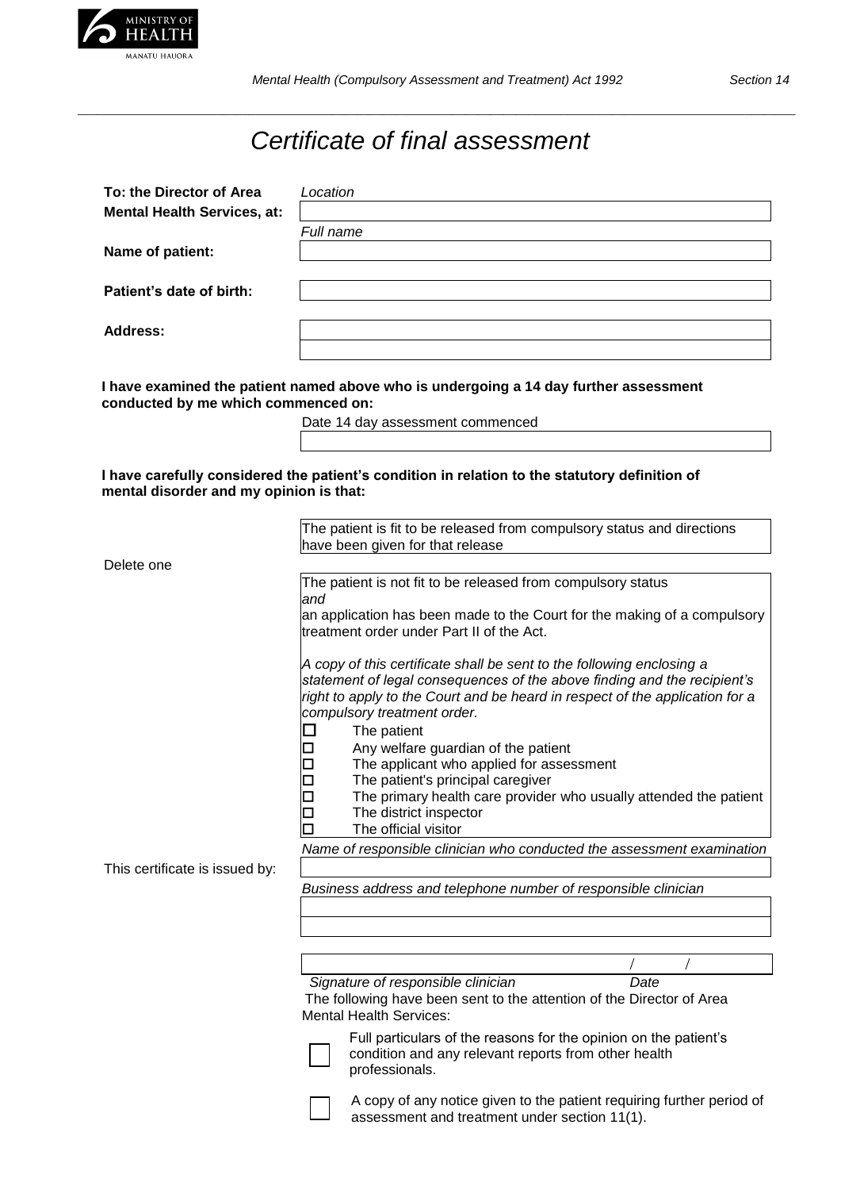Mental Health (Compulsory Assessment and Treatment) Act 1992 — Section 14

# Certificate of final assessment

**To: the Director of Area Mental Health Services, at:**

*Location*

________________________

**Name of patient:**

*Full name*

________________________

**Patient's date of birth:**

________________________

**Address:**

________________________

________________________

**I have examined the patient named above who is undergoing a 14 day further assessment conducted by me which commenced on:**

Date 14 day assessment commenced

________________________

**I have carefully considered the patient's condition in relation to the statutory definition of mental disorder and my opinion is that:**

Delete one

The patient is fit to be released from compulsory status and directions have been given for that release

The patient is not fit to be released from compulsory status
*and*
an application has been made to the Court for the making of a compulsory treatment order under Part II of the Act.

*A copy of this certificate shall be sent to the following enclosing a statement of legal consequences of the above finding and the recipient's right to apply to the Court and be heard in respect of the application for a compulsory treatment order.*

- ☐ The patient
- ☐ Any welfare guardian of the patient
- ☐ The applicant who applied for assessment
- ☐ The patient's principal caregiver
- ☐ The primary health care provider who usually attended the patient
- ☐ The district inspector
- ☐ The official visitor

This certificate is issued by:

*Name of responsible clinician who conducted the assessment examination*

________________________

*Business address and telephone number of responsible clinician*

________________________

________________________

________________________ &nbsp;&nbsp; / &nbsp;&nbsp; /

*Signature of responsible clinician* &nbsp;&nbsp;&nbsp;&nbsp; *Date*

The following have been sent to the attention of the Director of Area Mental Health Services:

- ☐ Full particulars of the reasons for the opinion on the patient's condition and any relevant reports from other health professionals.
- ☐ A copy of any notice given to the patient requiring further period of assessment and treatment under section 11(1).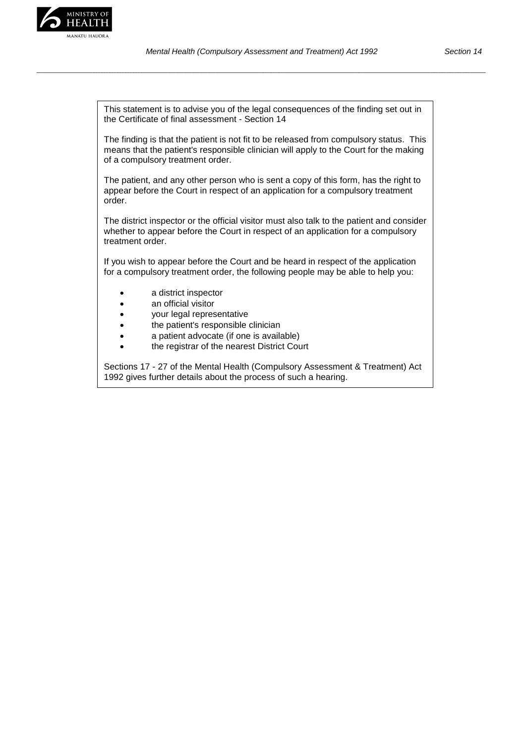This statement is to advise you of the legal consequences of the finding set out in the Certificate of final assessment - Section 14

The finding is that the patient is not fit to be released from compulsory status. This means that the patient's responsible clinician will apply to the Court for the making of a compulsory treatment order.

The patient, and any other person who is sent a copy of this form, has the right to appear before the Court in respect of an application for a compulsory treatment order.

The district inspector or the official visitor must also talk to the patient and consider whether to appear before the Court in respect of an application for a compulsory treatment order.

If you wish to appear before the Court and be heard in respect of the application for a compulsory treatment order, the following people may be able to help you:

- a district inspector
- an official visitor
- your legal representative
- the patient's responsible clinician
- a patient advocate (if one is available)
- the registrar of the nearest District Court

Sections 17 - 27 of the Mental Health (Compulsory Assessment & Treatment) Act 1992 gives further details about the process of such a hearing.